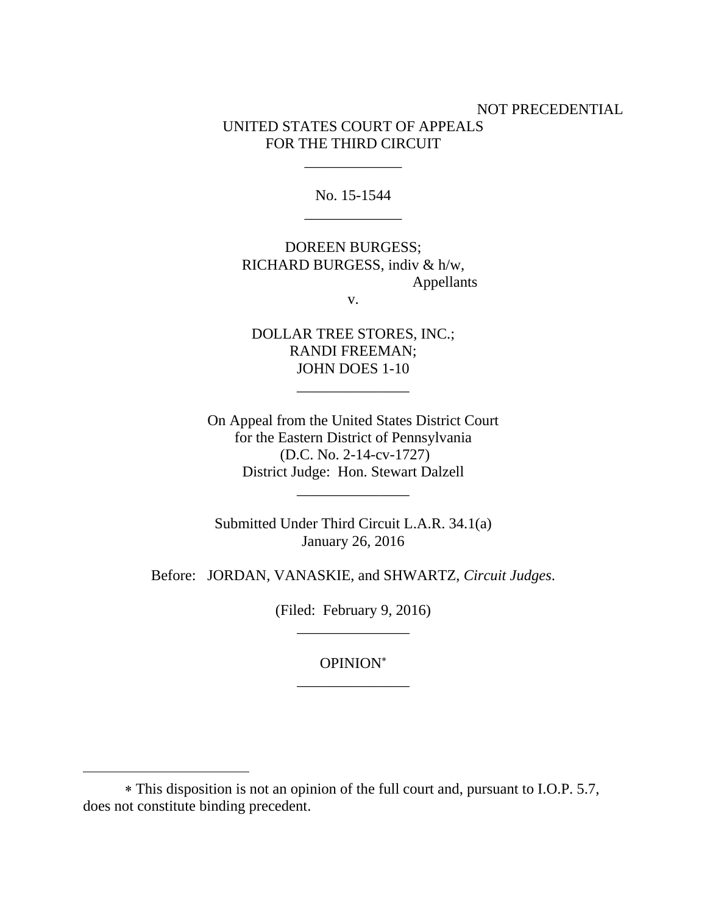NOT PRECEDENTIAL

UNITED STATES COURT OF APPEALS
FOR THE THIRD CIRCUIT

\_\_\_\_\_\_\_\_\_\_\_\_\_

No. 15-1544

\_\_\_\_\_\_\_\_\_\_\_\_\_

DOREEN BURGESS;
RICHARD BURGESS, indiv & h/w,
Appellants

v.

DOLLAR TREE STORES, INC.;
RANDI FREEMAN;
JOHN DOES 1-10

\_\_\_\_\_\_\_\_\_\_\_\_\_\_\_

On Appeal from the United States District Court
for the Eastern District of Pennsylvania
(D.C. No. 2-14-cv-1727)
District Judge: Hon. Stewart Dalzell

\_\_\_\_\_\_\_\_\_\_\_\_\_\_\_

Submitted Under Third Circuit L.A.R. 34.1(a)
January 26, 2016

Before: JORDAN, VANASKIE, and SHWARTZ, *Circuit Judges*.

(Filed: February 9, 2016)

\_\_\_\_\_\_\_\_\_\_\_\_\_\_\_

OPINION*

\_\_\_\_\_\_\_\_\_\_\_\_\_\_\_

---

\* This disposition is not an opinion of the full court and, pursuant to I.O.P. 5.7, does not constitute binding precedent.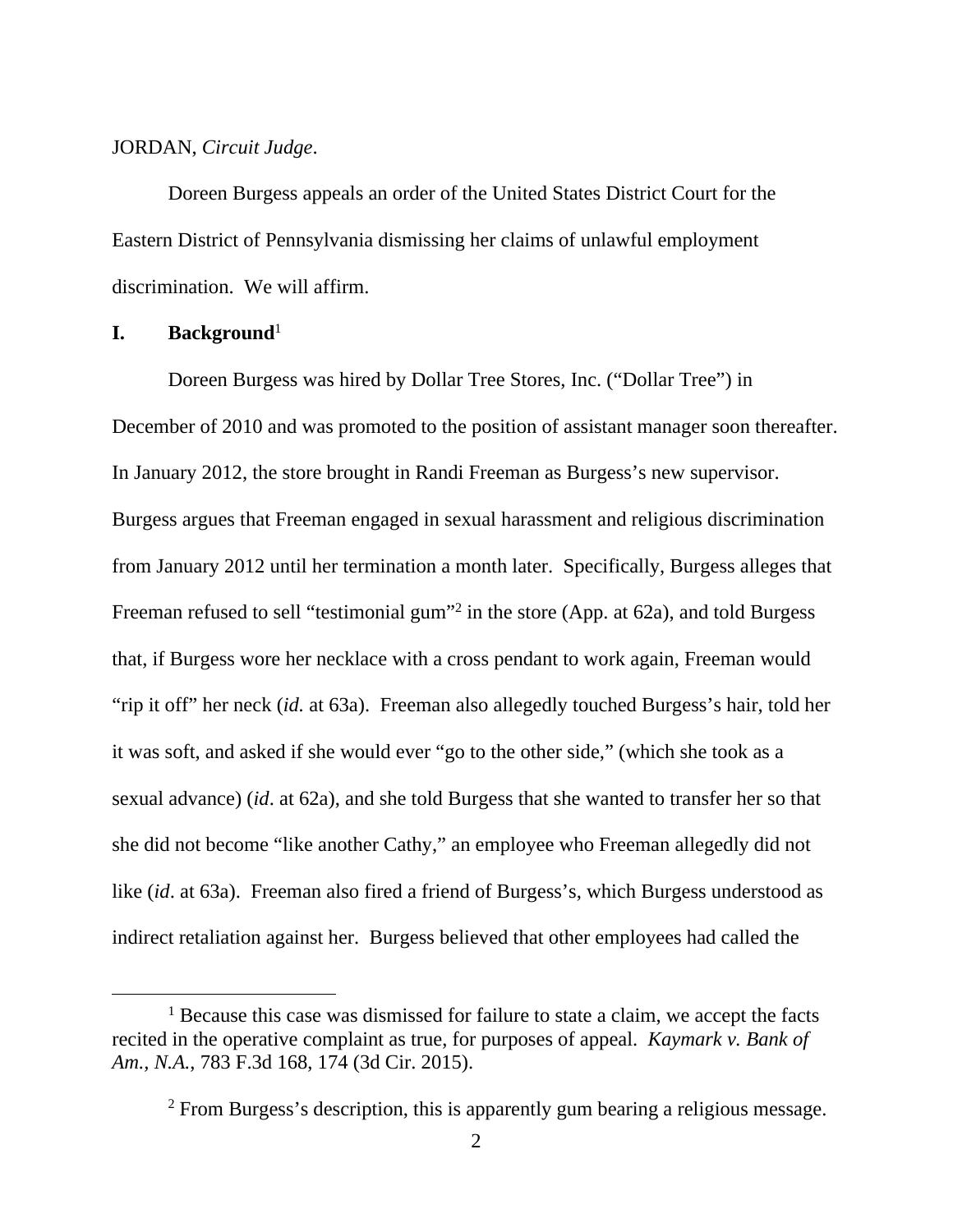JORDAN, *Circuit Judge*.

Doreen Burgess appeals an order of the United States District Court for the Eastern District of Pennsylvania dismissing her claims of unlawful employment discrimination. We will affirm.

## I. Background[1]

Doreen Burgess was hired by Dollar Tree Stores, Inc. ("Dollar Tree") in December of 2010 and was promoted to the position of assistant manager soon thereafter. In January 2012, the store brought in Randi Freeman as Burgess's new supervisor. Burgess argues that Freeman engaged in sexual harassment and religious discrimination from January 2012 until her termination a month later. Specifically, Burgess alleges that Freeman refused to sell "testimonial gum"[2] in the store (App. at 62a), and told Burgess that, if Burgess wore her necklace with a cross pendant to work again, Freeman would "rip it off" her neck (*id.* at 63a). Freeman also allegedly touched Burgess's hair, told her it was soft, and asked if she would ever "go to the other side," (which she took as a sexual advance) (*id*. at 62a), and she told Burgess that she wanted to transfer her so that she did not become "like another Cathy," an employee who Freeman allegedly did not like (*id*. at 63a). Freeman also fired a friend of Burgess's, which Burgess understood as indirect retaliation against her. Burgess believed that other employees had called the

---

[1] Because this case was dismissed for failure to state a claim, we accept the facts recited in the operative complaint as true, for purposes of appeal. *Kaymark v. Bank of Am., N.A.*, 783 F.3d 168, 174 (3d Cir. 2015).

[2] From Burgess's description, this is apparently gum bearing a religious message.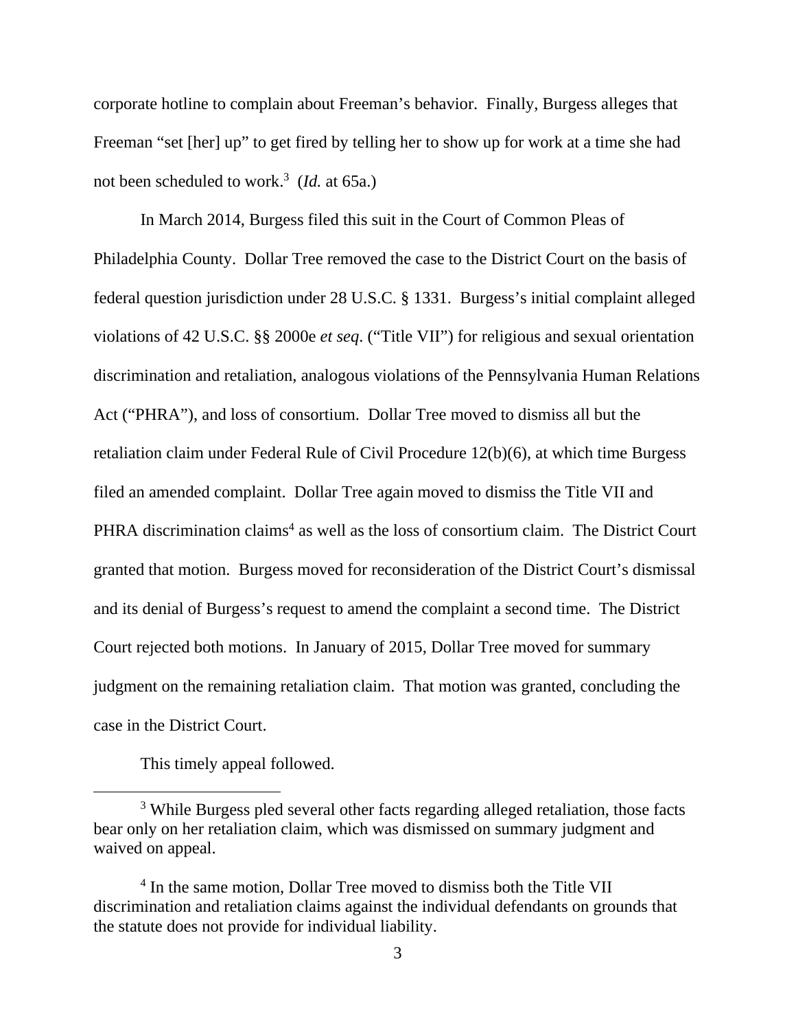corporate hotline to complain about Freeman's behavior. Finally, Burgess alleges that Freeman "set [her] up" to get fired by telling her to show up for work at a time she had not been scheduled to work.[3] (*Id.* at 65a.)

In March 2014, Burgess filed this suit in the Court of Common Pleas of Philadelphia County. Dollar Tree removed the case to the District Court on the basis of federal question jurisdiction under 28 U.S.C. § 1331. Burgess's initial complaint alleged violations of 42 U.S.C. §§ 2000e *et seq*. ("Title VII") for religious and sexual orientation discrimination and retaliation, analogous violations of the Pennsylvania Human Relations Act ("PHRA"), and loss of consortium. Dollar Tree moved to dismiss all but the retaliation claim under Federal Rule of Civil Procedure 12(b)(6), at which time Burgess filed an amended complaint. Dollar Tree again moved to dismiss the Title VII and PHRA discrimination claims[4] as well as the loss of consortium claim. The District Court granted that motion. Burgess moved for reconsideration of the District Court's dismissal and its denial of Burgess's request to amend the complaint a second time. The District Court rejected both motions. In January of 2015, Dollar Tree moved for summary judgment on the remaining retaliation claim. That motion was granted, concluding the case in the District Court.

This timely appeal followed.

---

[3] While Burgess pled several other facts regarding alleged retaliation, those facts bear only on her retaliation claim, which was dismissed on summary judgment and waived on appeal.

[4] In the same motion, Dollar Tree moved to dismiss both the Title VII discrimination and retaliation claims against the individual defendants on grounds that the statute does not provide for individual liability.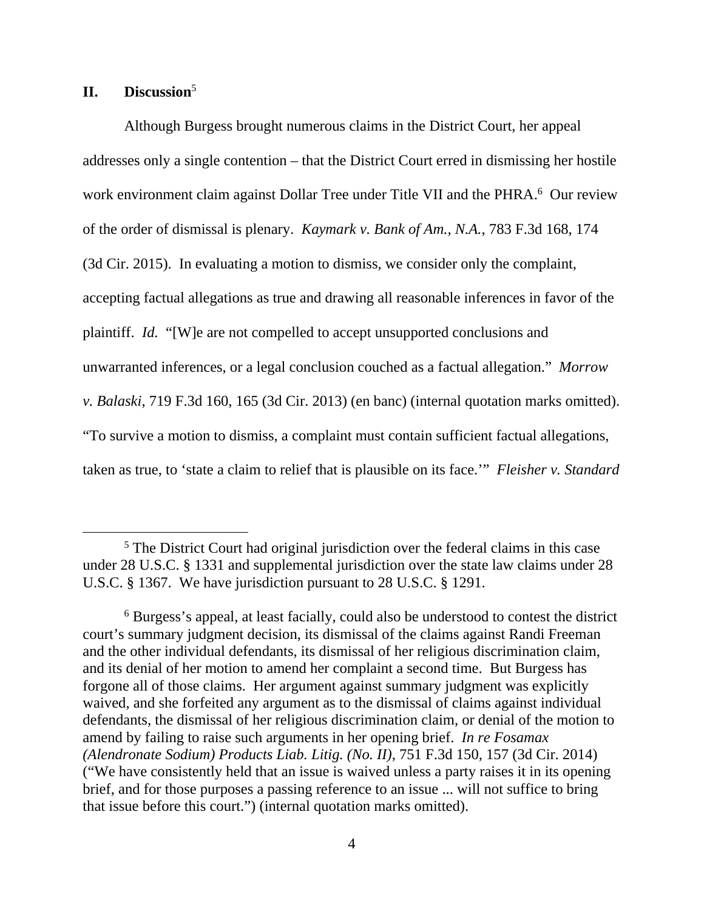## II. Discussion[5]

Although Burgess brought numerous claims in the District Court, her appeal addresses only a single contention – that the District Court erred in dismissing her hostile work environment claim against Dollar Tree under Title VII and the PHRA.[6] Our review of the order of dismissal is plenary. *Kaymark v. Bank of Am., N.A.*, 783 F.3d 168, 174 (3d Cir. 2015). In evaluating a motion to dismiss, we consider only the complaint, accepting factual allegations as true and drawing all reasonable inferences in favor of the plaintiff. *Id.* "[W]e are not compelled to accept unsupported conclusions and unwarranted inferences, or a legal conclusion couched as a factual allegation." *Morrow v. Balaski*, 719 F.3d 160, 165 (3d Cir. 2013) (en banc) (internal quotation marks omitted). "To survive a motion to dismiss, a complaint must contain sufficient factual allegations, taken as true, to 'state a claim to relief that is plausible on its face.'" *Fleisher v. Standard*

---

[5] The District Court had original jurisdiction over the federal claims in this case under 28 U.S.C. § 1331 and supplemental jurisdiction over the state law claims under 28 U.S.C. § 1367. We have jurisdiction pursuant to 28 U.S.C. § 1291.

[6] Burgess's appeal, at least facially, could also be understood to contest the district court's summary judgment decision, its dismissal of the claims against Randi Freeman and the other individual defendants, its dismissal of her religious discrimination claim, and its denial of her motion to amend her complaint a second time. But Burgess has forgone all of those claims. Her argument against summary judgment was explicitly waived, and she forfeited any argument as to the dismissal of claims against individual defendants, the dismissal of her religious discrimination claim, or denial of the motion to amend by failing to raise such arguments in her opening brief. *In re Fosamax (Alendronate Sodium) Products Liab. Litig. (No. II)*, 751 F.3d 150, 157 (3d Cir. 2014) ("We have consistently held that an issue is waived unless a party raises it in its opening brief, and for those purposes a passing reference to an issue ... will not suffice to bring that issue before this court.") (internal quotation marks omitted).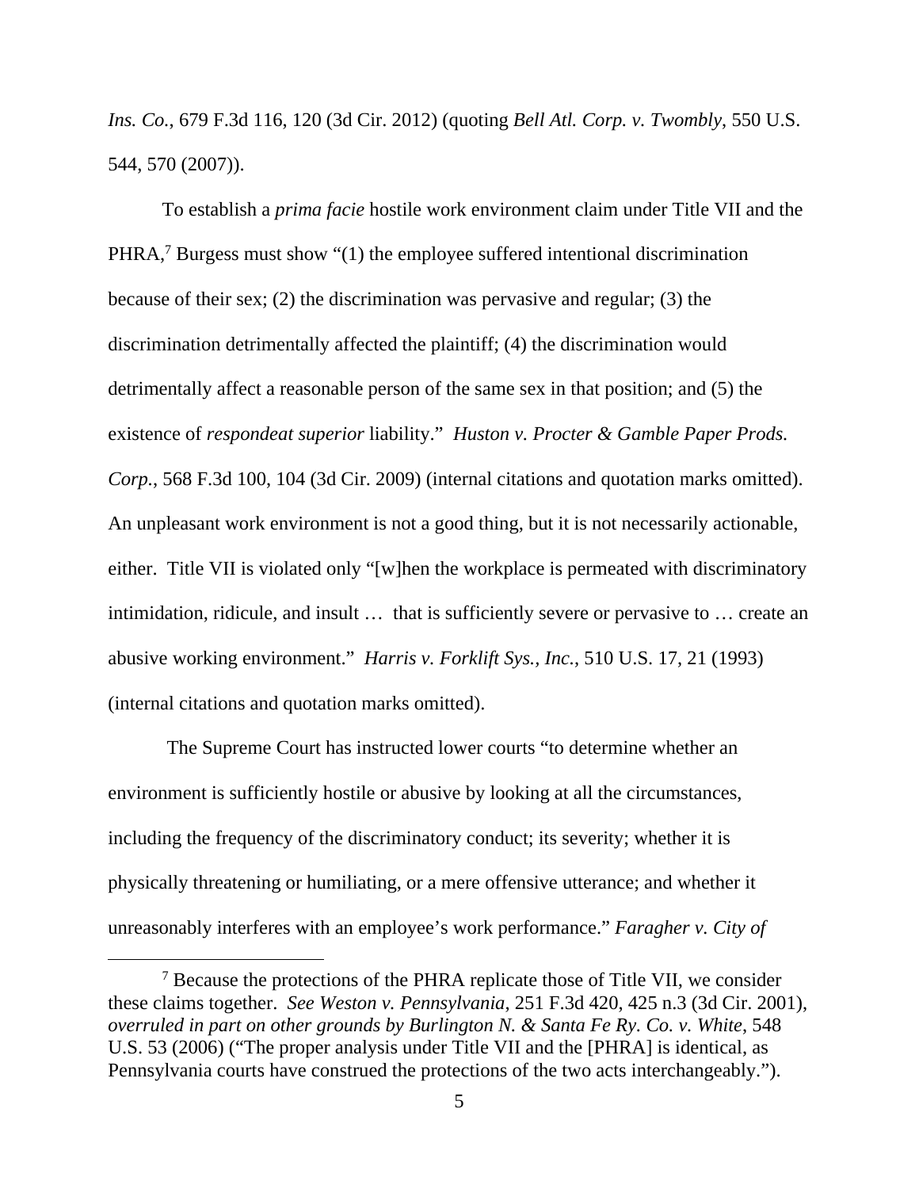*Ins. Co.*, 679 F.3d 116, 120 (3d Cir. 2012) (quoting *Bell Atl. Corp. v. Twombly*, 550 U.S. 544, 570 (2007)).

To establish a *prima facie* hostile work environment claim under Title VII and the PHRA,[7] Burgess must show "(1) the employee suffered intentional discrimination because of their sex; (2) the discrimination was pervasive and regular; (3) the discrimination detrimentally affected the plaintiff; (4) the discrimination would detrimentally affect a reasonable person of the same sex in that position; and (5) the existence of *respondeat superior* liability." *Huston v. Procter & Gamble Paper Prods. Corp.*, 568 F.3d 100, 104 (3d Cir. 2009) (internal citations and quotation marks omitted). An unpleasant work environment is not a good thing, but it is not necessarily actionable, either. Title VII is violated only "[w]hen the workplace is permeated with discriminatory intimidation, ridicule, and insult … that is sufficiently severe or pervasive to … create an abusive working environment." *Harris v. Forklift Sys., Inc.*, 510 U.S. 17, 21 (1993) (internal citations and quotation marks omitted).

The Supreme Court has instructed lower courts "to determine whether an environment is sufficiently hostile or abusive by looking at all the circumstances, including the frequency of the discriminatory conduct; its severity; whether it is physically threatening or humiliating, or a mere offensive utterance; and whether it unreasonably interferes with an employee's work performance." *Faragher v. City of*

[7] Because the protections of the PHRA replicate those of Title VII, we consider these claims together. *See Weston v. Pennsylvania*, 251 F.3d 420, 425 n.3 (3d Cir. 2001), *overruled in part on other grounds by Burlington N. & Santa Fe Ry. Co. v. White*, 548 U.S. 53 (2006) ("The proper analysis under Title VII and the [PHRA] is identical, as Pennsylvania courts have construed the protections of the two acts interchangeably.").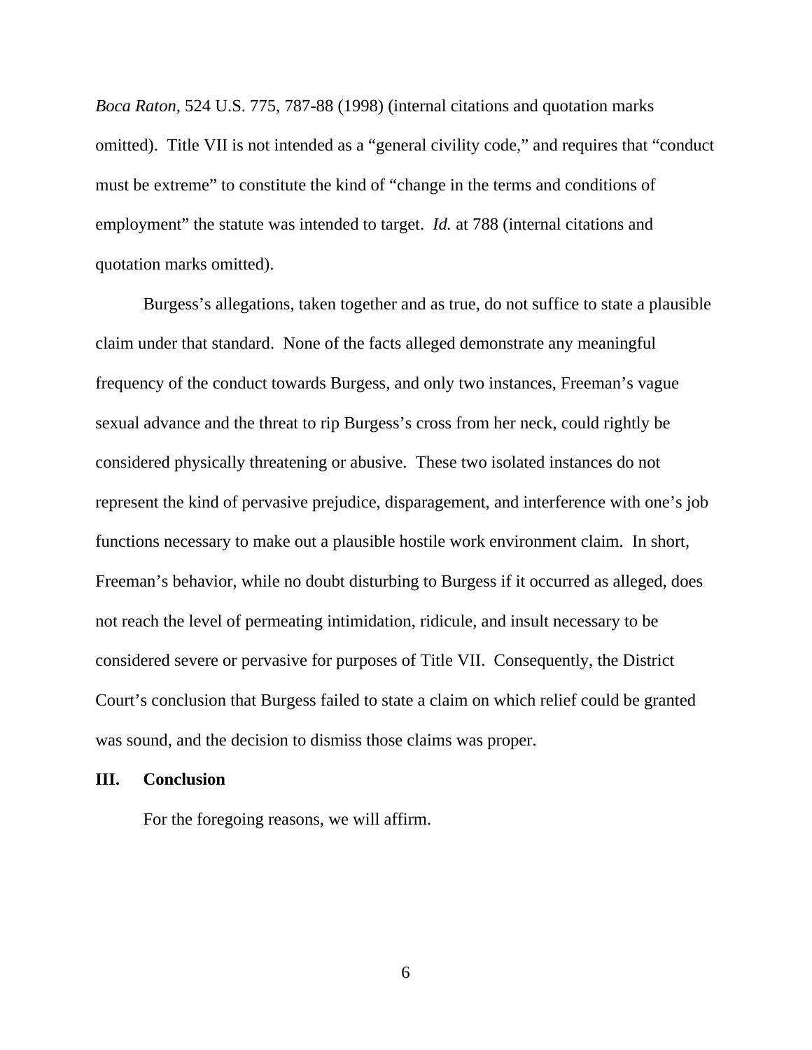*Boca Raton*, 524 U.S. 775, 787-88 (1998) (internal citations and quotation marks omitted). Title VII is not intended as a "general civility code," and requires that "conduct must be extreme" to constitute the kind of "change in the terms and conditions of employment" the statute was intended to target. *Id.* at 788 (internal citations and quotation marks omitted).

Burgess's allegations, taken together and as true, do not suffice to state a plausible claim under that standard. None of the facts alleged demonstrate any meaningful frequency of the conduct towards Burgess, and only two instances, Freeman's vague sexual advance and the threat to rip Burgess's cross from her neck, could rightly be considered physically threatening or abusive. These two isolated instances do not represent the kind of pervasive prejudice, disparagement, and interference with one's job functions necessary to make out a plausible hostile work environment claim. In short, Freeman's behavior, while no doubt disturbing to Burgess if it occurred as alleged, does not reach the level of permeating intimidation, ridicule, and insult necessary to be considered severe or pervasive for purposes of Title VII. Consequently, the District Court's conclusion that Burgess failed to state a claim on which relief could be granted was sound, and the decision to dismiss those claims was proper.

## III. Conclusion

For the foregoing reasons, we will affirm.